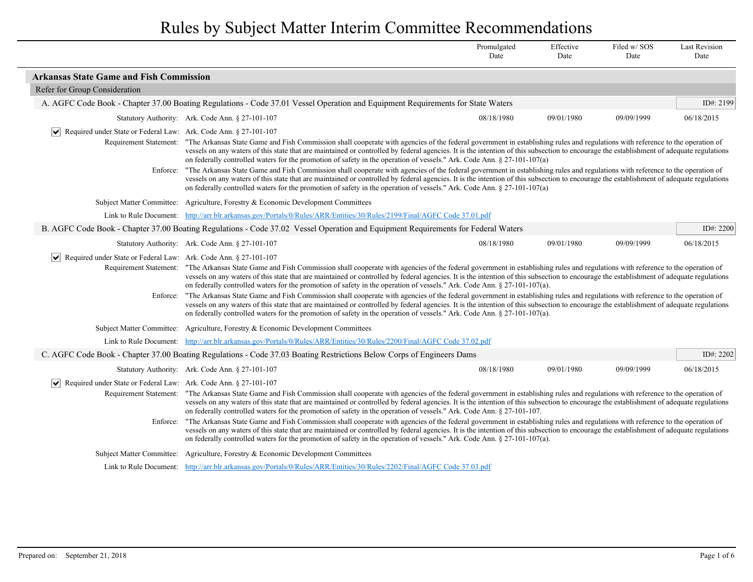# Rules by Subject Matter Interim Committee Recommendations

## Arkansas State Game and Fish Commission

### Refer for Group Consideration

**A. AGFC Code Book - Chapter 37.00 Boating Regulations - Code 37.01 Vessel Operation and Equipment Requirements for State Waters** — ID#: 2199

| Statutory Authority | Promulgated Date | Effective Date | Filed w/ SOS Date | Last Revision Date |
|---|---|---|---|---|
| Ark. Code Ann. § 27-101-107 | 08/18/1980 | 09/01/1980 | 09/09/1999 | 06/18/2015 |

☑ Required under State or Federal Law: Ark. Code Ann. § 27-101-107

Requirement Statement: "The Arkansas State Game and Fish Commission shall cooperate with agencies of the federal government in establishing rules and regulations with reference to the operation of vessels on any waters of this state that are maintained or controlled by federal agencies. It is the intention of this subsection to encourage the establishment of adequate regulations on federally controlled waters for the promotion of safety in the operation of vessels." Ark. Code Ann. § 27-101-107(a)

Enforce: "The Arkansas State Game and Fish Commission shall cooperate with agencies of the federal government in establishing rules and regulations with reference to the operation of vessels on any waters of this state that are maintained or controlled by federal agencies. It is the intention of this subsection to encourage the establishment of adequate regulations on federally controlled waters for the promotion of safety in the operation of vessels." Ark. Code Ann. § 27-101-107(a)

Subject Matter Committee: Agriculture, Forestry & Economic Development Committees

Link to Rule Document: http://arr.blr.arkansas.gov/Portals/0/Rules/ARR/Entities/30/Rules/2199/Final/AGFC Code 37.01.pdf

**B. AGFC Code Book - Chapter 37.00 Boating Regulations - Code 37.02 Vessel Operation and Equipment Requirements for Federal Waters** — ID#: 2200

| Statutory Authority | Promulgated Date | Effective Date | Filed w/ SOS Date | Last Revision Date |
|---|---|---|---|---|
| Ark. Code Ann. § 27-101-107 | 08/18/1980 | 09/01/1980 | 09/09/1999 | 06/18/2015 |

☑ Required under State or Federal Law: Ark. Code Ann. § 27-101-107

Requirement Statement: "The Arkansas State Game and Fish Commission shall cooperate with agencies of the federal government in establishing rules and regulations with reference to the operation of vessels on any waters of this state that are maintained or controlled by federal agencies. It is the intention of this subsection to encourage the establishment of adequate regulations on federally controlled waters for the promotion of safety in the operation of vessels." Ark. Code Ann. § 27-101-107(a).

Enforce: "The Arkansas State Game and Fish Commission shall cooperate with agencies of the federal government in establishing rules and regulations with reference to the operation of vessels on any waters of this state that are maintained or controlled by federal agencies. It is the intention of this subsection to encourage the establishment of adequate regulations on federally controlled waters for the promotion of safety in the operation of vessels." Ark. Code Ann. § 27-101-107(a).

Subject Matter Committee: Agriculture, Forestry & Economic Development Committees

Link to Rule Document: http://arr.blr.arkansas.gov/Portals/0/Rules/ARR/Entities/30/Rules/2200/Final/AGFC Code 37.02.pdf

**C. AGFC Code Book - Chapter 37.00 Boating Regulations - Code 37.03 Boating Restrictions Below Corps of Engineers Dams** — ID#: 2202

| Statutory Authority | Promulgated Date | Effective Date | Filed w/ SOS Date | Last Revision Date |
|---|---|---|---|---|
| Ark. Code Ann. § 27-101-107 | 08/18/1980 | 09/01/1980 | 09/09/1999 | 06/18/2015 |

☑ Required under State or Federal Law: Ark. Code Ann. § 27-101-107

Requirement Statement: "The Arkansas State Game and Fish Commission shall cooperate with agencies of the federal government in establishing rules and regulations with reference to the operation of vessels on any waters of this state that are maintained or controlled by federal agencies. It is the intention of this subsection to encourage the establishment of adequate regulations on federally controlled waters for the promotion of safety in the operation of vessels." Ark. Code Ann. § 27-101-107.

Enforce: "The Arkansas State Game and Fish Commission shall cooperate with agencies of the federal government in establishing rules and regulations with reference to the operation of vessels on any waters of this state that are maintained or controlled by federal agencies. It is the intention of this subsection to encourage the establishment of adequate regulations on federally controlled waters for the promotion of safety in the operation of vessels." Ark. Code Ann. § 27-101-107(a).

Subject Matter Committee: Agriculture, Forestry & Economic Development Committees

Link to Rule Document: http://arr.blr.arkansas.gov/Portals/0/Rules/ARR/Entities/30/Rules/2202/Final/AGFC Code 37.03.pdf

Prepared on: September 21, 2018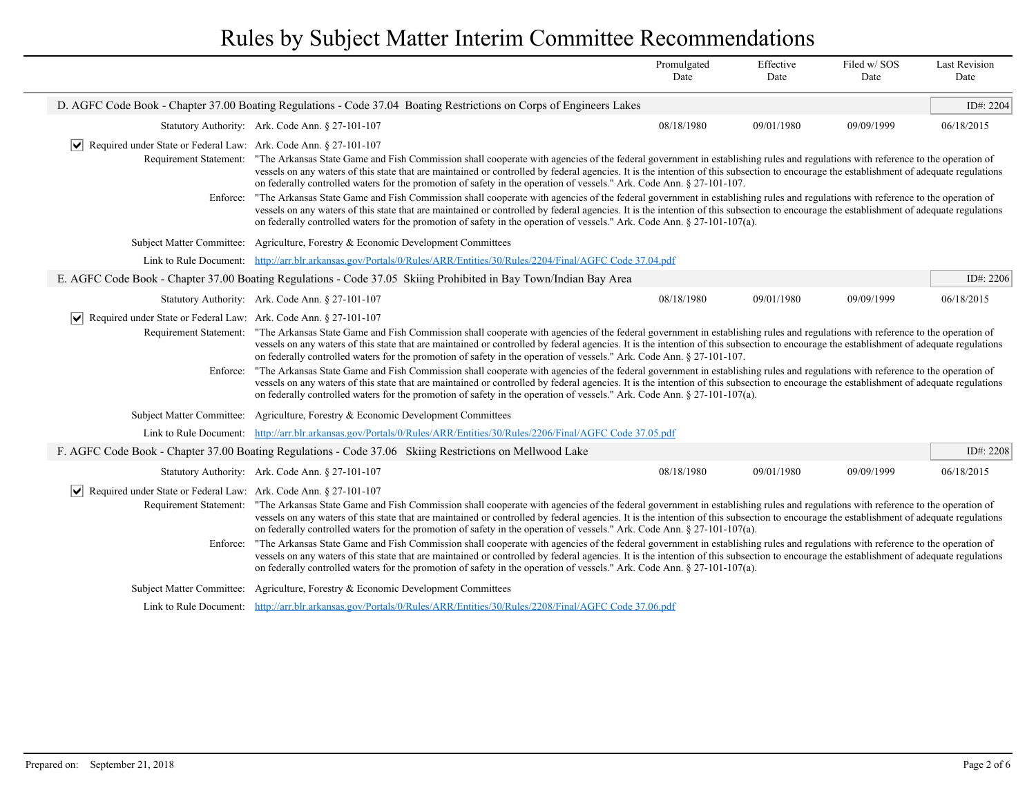# Rules by Subject Matter Interim Committee Recommendations

| | Promulgated Date | Effective Date | Filed w/ SOS Date | Last Revision Date |
|---|---|---|---|---|

### D. AGFC Code Book - Chapter 37.00 Boating Regulations - Code 37.04 Boating Restrictions on Corps of Engineers Lakes

ID#: 2204

| Statutory Authority: Ark. Code Ann. § 27-101-107 | 08/18/1980 | 09/01/1980 | 09/09/1999 | 06/18/2015 |
|---|---|---|---|---|

☑ Required under State or Federal Law: Ark. Code Ann. § 27-101-107

Requirement Statement: "The Arkansas State Game and Fish Commission shall cooperate with agencies of the federal government in establishing rules and regulations with reference to the operation of vessels on any waters of this state that are maintained or controlled by federal agencies. It is the intention of this subsection to encourage the establishment of adequate regulations on federally controlled waters for the promotion of safety in the operation of vessels." Ark. Code Ann. § 27-101-107.

Enforce: "The Arkansas State Game and Fish Commission shall cooperate with agencies of the federal government in establishing rules and regulations with reference to the operation of vessels on any waters of this state that are maintained or controlled by federal agencies. It is the intention of this subsection to encourage the establishment of adequate regulations on federally controlled waters for the promotion of safety in the operation of vessels." Ark. Code Ann. § 27-101-107(a).

Subject Matter Committee: Agriculture, Forestry & Economic Development Committees

Link to Rule Document: [http://arr.blr.arkansas.gov/Portals/0/Rules/ARR/Entities/30/Rules/2204/Final/AGFC Code 37.04.pdf](http://arr.blr.arkansas.gov/Portals/0/Rules/ARR/Entities/30/Rules/2204/Final/AGFC Code 37.04.pdf)

### E. AGFC Code Book - Chapter 37.00 Boating Regulations - Code 37.05 Skiing Prohibited in Bay Town/Indian Bay Area

ID#: 2206

| Statutory Authority: Ark. Code Ann. § 27-101-107 | 08/18/1980 | 09/01/1980 | 09/09/1999 | 06/18/2015 |
|---|---|---|---|---|

☑ Required under State or Federal Law: Ark. Code Ann. § 27-101-107

Requirement Statement: "The Arkansas State Game and Fish Commission shall cooperate with agencies of the federal government in establishing rules and regulations with reference to the operation of vessels on any waters of this state that are maintained or controlled by federal agencies. It is the intention of this subsection to encourage the establishment of adequate regulations on federally controlled waters for the promotion of safety in the operation of vessels." Ark. Code Ann. § 27-101-107.

Enforce: "The Arkansas State Game and Fish Commission shall cooperate with agencies of the federal government in establishing rules and regulations with reference to the operation of vessels on any waters of this state that are maintained or controlled by federal agencies. It is the intention of this subsection to encourage the establishment of adequate regulations on federally controlled waters for the promotion of safety in the operation of vessels." Ark. Code Ann. § 27-101-107(a).

Subject Matter Committee: Agriculture, Forestry & Economic Development Committees

Link to Rule Document: [http://arr.blr.arkansas.gov/Portals/0/Rules/ARR/Entities/30/Rules/2206/Final/AGFC Code 37.05.pdf](http://arr.blr.arkansas.gov/Portals/0/Rules/ARR/Entities/30/Rules/2206/Final/AGFC Code 37.05.pdf)

### F. AGFC Code Book - Chapter 37.00 Boating Regulations - Code 37.06 Skiing Restrictions on Mellwood Lake

ID#: 2208

| Statutory Authority: Ark. Code Ann. § 27-101-107 | 08/18/1980 | 09/01/1980 | 09/09/1999 | 06/18/2015 |
|---|---|---|---|---|

☑ Required under State or Federal Law: Ark. Code Ann. § 27-101-107

Requirement Statement: "The Arkansas State Game and Fish Commission shall cooperate with agencies of the federal government in establishing rules and regulations with reference to the operation of vessels on any waters of this state that are maintained or controlled by federal agencies. It is the intention of this subsection to encourage the establishment of adequate regulations on federally controlled waters for the promotion of safety in the operation of vessels." Ark. Code Ann. § 27-101-107(a).

Enforce: "The Arkansas State Game and Fish Commission shall cooperate with agencies of the federal government in establishing rules and regulations with reference to the operation of vessels on any waters of this state that are maintained or controlled by federal agencies. It is the intention of this subsection to encourage the establishment of adequate regulations on federally controlled waters for the promotion of safety in the operation of vessels." Ark. Code Ann. § 27-101-107(a).

Subject Matter Committee: Agriculture, Forestry & Economic Development Committees

Link to Rule Document: [http://arr.blr.arkansas.gov/Portals/0/Rules/ARR/Entities/30/Rules/2208/Final/AGFC Code 37.06.pdf](http://arr.blr.arkansas.gov/Portals/0/Rules/ARR/Entities/30/Rules/2208/Final/AGFC Code 37.06.pdf)

Prepared on: September 21, 2018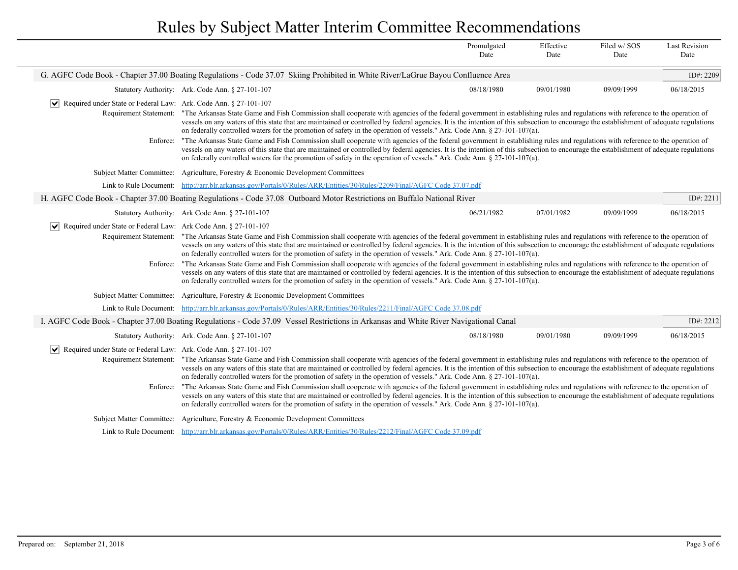# Rules by Subject Matter Interim Committee Recommendations

| | Promulgated Date | Effective Date | Filed w/ SOS Date | Last Revision Date |
|---|---|---|---|---|

## G. AGFC Code Book - Chapter 37.00 Boating Regulations - Code 37.07 Skiing Prohibited in White River/LaGrue Bayou Confluence Area

ID#: 2209

| Statutory Authority: Ark. Code Ann. § 27-101-107 | Promulgated Date | Effective Date | Filed w/ SOS Date | Last Revision Date |
|---|---|---|---|---|
| | 08/18/1980 | 09/01/1980 | 09/09/1999 | 06/18/2015 |

☑ Required under State or Federal Law: Ark. Code Ann. § 27-101-107

Requirement Statement: "The Arkansas State Game and Fish Commission shall cooperate with agencies of the federal government in establishing rules and regulations with reference to the operation of vessels on any waters of this state that are maintained or controlled by federal agencies. It is the intention of this subsection to encourage the establishment of adequate regulations on federally controlled waters for the promotion of safety in the operation of vessels." Ark. Code Ann. § 27-101-107(a).

Enforce: "The Arkansas State Game and Fish Commission shall cooperate with agencies of the federal government in establishing rules and regulations with reference to the operation of vessels on any waters of this state that are maintained or controlled by federal agencies. It is the intention of this subsection to encourage the establishment of adequate regulations on federally controlled waters for the promotion of safety in the operation of vessels." Ark. Code Ann. § 27-101-107(a).

Subject Matter Committee: Agriculture, Forestry & Economic Development Committees

Link to Rule Document: [http://arr.blr.arkansas.gov/Portals/0/Rules/ARR/Entities/30/Rules/2209/Final/AGFC Code 37.07.pdf](http://arr.blr.arkansas.gov/Portals/0/Rules/ARR/Entities/30/Rules/2209/Final/AGFC Code 37.07.pdf)

## H. AGFC Code Book - Chapter 37.00 Boating Regulations - Code 37.08 Outboard Motor Restrictions on Buffalo National River

ID#: 2211

| Statutory Authority: Ark Code Ann. § 27-101-107 | Promulgated Date | Effective Date | Filed w/ SOS Date | Last Revision Date |
|---|---|---|---|---|
| | 06/21/1982 | 07/01/1982 | 09/09/1999 | 06/18/2015 |

☑ Required under State or Federal Law: Ark Code Ann. § 27-101-107

Requirement Statement: "The Arkansas State Game and Fish Commission shall cooperate with agencies of the federal government in establishing rules and regulations with reference to the operation of vessels on any waters of this state that are maintained or controlled by federal agencies. It is the intention of this subsection to encourage the establishment of adequate regulations on federally controlled waters for the promotion of safety in the operation of vessels." Ark. Code Ann. § 27-101-107(a).

Enforce: "The Arkansas State Game and Fish Commission shall cooperate with agencies of the federal government in establishing rules and regulations with reference to the operation of vessels on any waters of this state that are maintained or controlled by federal agencies. It is the intention of this subsection to encourage the establishment of adequate regulations on federally controlled waters for the promotion of safety in the operation of vessels." Ark. Code Ann. § 27-101-107(a).

Subject Matter Committee: Agriculture, Forestry & Economic Development Committees

Link to Rule Document: [http://arr.blr.arkansas.gov/Portals/0/Rules/ARR/Entities/30/Rules/2211/Final/AGFC Code 37.08.pdf](http://arr.blr.arkansas.gov/Portals/0/Rules/ARR/Entities/30/Rules/2211/Final/AGFC Code 37.08.pdf)

## I. AGFC Code Book - Chapter 37.00 Boating Regulations - Code 37.09 Vessel Restrictions in Arkansas and White River Navigational Canal

ID#: 2212

| Statutory Authority: Ark. Code Ann. § 27-101-107 | Promulgated Date | Effective Date | Filed w/ SOS Date | Last Revision Date |
|---|---|---|---|---|
| | 08/18/1980 | 09/01/1980 | 09/09/1999 | 06/18/2015 |

☑ Required under State or Federal Law: Ark. Code Ann. § 27-101-107

Requirement Statement: "The Arkansas State Game and Fish Commission shall cooperate with agencies of the federal government in establishing rules and regulations with reference to the operation of vessels on any waters of this state that are maintained or controlled by federal agencies. It is the intention of this subsection to encourage the establishment of adequate regulations on federally controlled waters for the promotion of safety in the operation of vessels." Ark. Code Ann. § 27-101-107(a).

Enforce: "The Arkansas State Game and Fish Commission shall cooperate with agencies of the federal government in establishing rules and regulations with reference to the operation of vessels on any waters of this state that are maintained or controlled by federal agencies. It is the intention of this subsection to encourage the establishment of adequate regulations on federally controlled waters for the promotion of safety in the operation of vessels." Ark. Code Ann. § 27-101-107(a).

Subject Matter Committee: Agriculture, Forestry & Economic Development Committees

Link to Rule Document: [http://arr.blr.arkansas.gov/Portals/0/Rules/ARR/Entities/30/Rules/2212/Final/AGFC Code 37.09.pdf](http://arr.blr.arkansas.gov/Portals/0/Rules/ARR/Entities/30/Rules/2212/Final/AGFC Code 37.09.pdf)

Prepared on: September 21, 2018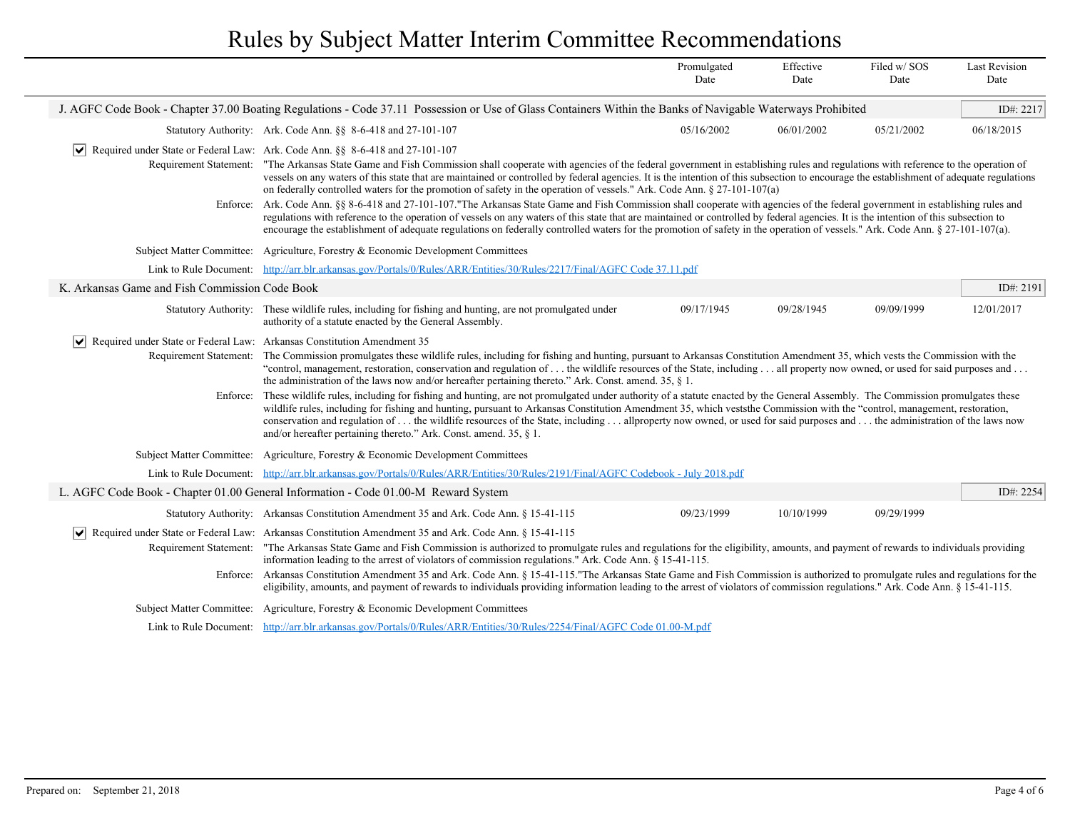# Rules by Subject Matter Interim Committee Recommendations

| | Promulgated Date | Effective Date | Filed w/ SOS Date | Last Revision Date |
|---|---|---|---|---|

## J. AGFC Code Book - Chapter 37.00 Boating Regulations - Code 37.11 Possession or Use of Glass Containers Within the Banks of Navigable Waterways Prohibited

ID#: 2217

| Statutory Authority | Promulgated Date | Effective Date | Filed w/ SOS Date | Last Revision Date |
|---|---|---|---|---|
| Ark. Code Ann. §§ 8-6-418 and 27-101-107 | 05/16/2002 | 06/01/2002 | 05/21/2002 | 06/18/2015 |

☑ **Required under State or Federal Law:** Ark. Code Ann. §§ 8-6-418 and 27-101-107

**Requirement Statement:** "The Arkansas State Game and Fish Commission shall cooperate with agencies of the federal government in establishing rules and regulations with reference to the operation of vessels on any waters of this state that are maintained or controlled by federal agencies. It is the intention of this subsection to encourage the establishment of adequate regulations on federally controlled waters for the promotion of safety in the operation of vessels." Ark. Code Ann. § 27-101-107(a)

**Enforce:** Ark. Code Ann. §§ 8-6-418 and 27-101-107."The Arkansas State Game and Fish Commission shall cooperate with agencies of the federal government in establishing rules and regulations with reference to the operation of vessels on any waters of this state that are maintained or controlled by federal agencies. It is the intention of this subsection to encourage the establishment of adequate regulations on federally controlled waters for the promotion of safety in the operation of vessels." Ark. Code Ann. § 27-101-107(a).

**Subject Matter Committee:** Agriculture, Forestry & Economic Development Committees

**Link to Rule Document:** http://arr.blr.arkansas.gov/Portals/0/Rules/ARR/Entities/30/Rules/2217/Final/AGFC Code 37.11.pdf

## K. Arkansas Game and Fish Commission Code Book

ID#: 2191

| Statutory Authority | Promulgated Date | Effective Date | Filed w/ SOS Date | Last Revision Date |
|---|---|---|---|---|
| These wildlife rules, including for fishing and hunting, are not promulgated under authority of a statute enacted by the General Assembly. | 09/17/1945 | 09/28/1945 | 09/09/1999 | 12/01/2017 |

☑ **Required under State or Federal Law:** Arkansas Constitution Amendment 35

**Requirement Statement:** The Commission promulgates these wildlife rules, including for fishing and hunting, pursuant to Arkansas Constitution Amendment 35, which vests the Commission with the "control, management, restoration, conservation and regulation of . . . the wildlife resources of the State, including . . . all property now owned, or used for said purposes and . . . the administration of the laws now and/or hereafter pertaining thereto." Ark. Const. amend. 35, § 1.

**Enforce:** These wildlife rules, including for fishing and hunting, are not promulgated under authority of a statute enacted by the General Assembly. The Commission promulgates these wildlife rules, including for fishing and hunting, pursuant to Arkansas Constitution Amendment 35, which veststhe Commission with the "control, management, restoration, conservation and regulation of . . . the wildlife resources of the State, including . . . allproperty now owned, or used for said purposes and . . . the administration of the laws now and/or hereafter pertaining thereto." Ark. Const. amend. 35, § 1.

**Subject Matter Committee:** Agriculture, Forestry & Economic Development Committees

**Link to Rule Document:** http://arr.blr.arkansas.gov/Portals/0/Rules/ARR/Entities/30/Rules/2191/Final/AGFC Codebook - July 2018.pdf

## L. AGFC Code Book - Chapter 01.00 General Information - Code 01.00-M Reward System

ID#: 2254

| Statutory Authority | Promulgated Date | Effective Date | Filed w/ SOS Date | Last Revision Date |
|---|---|---|---|---|
| Arkansas Constitution Amendment 35 and Ark. Code Ann. § 15-41-115 | 09/23/1999 | 10/10/1999 | 09/29/1999 | |

☑ **Required under State or Federal Law:** Arkansas Constitution Amendment 35 and Ark. Code Ann. § 15-41-115

**Requirement Statement:** "The Arkansas State Game and Fish Commission is authorized to promulgate rules and regulations for the eligibility, amounts, and payment of rewards to individuals providing information leading to the arrest of violators of commission regulations." Ark. Code Ann. § 15-41-115.

**Enforce:** Arkansas Constitution Amendment 35 and Ark. Code Ann. § 15-41-115."The Arkansas State Game and Fish Commission is authorized to promulgate rules and regulations for the eligibility, amounts, and payment of rewards to individuals providing information leading to the arrest of violators of commission regulations." Ark. Code Ann. § 15-41-115.

**Subject Matter Committee:** Agriculture, Forestry & Economic Development Committees

**Link to Rule Document:** http://arr.blr.arkansas.gov/Portals/0/Rules/ARR/Entities/30/Rules/2254/Final/AGFC Code 01.00-M.pdf

Prepared on: September 21, 2018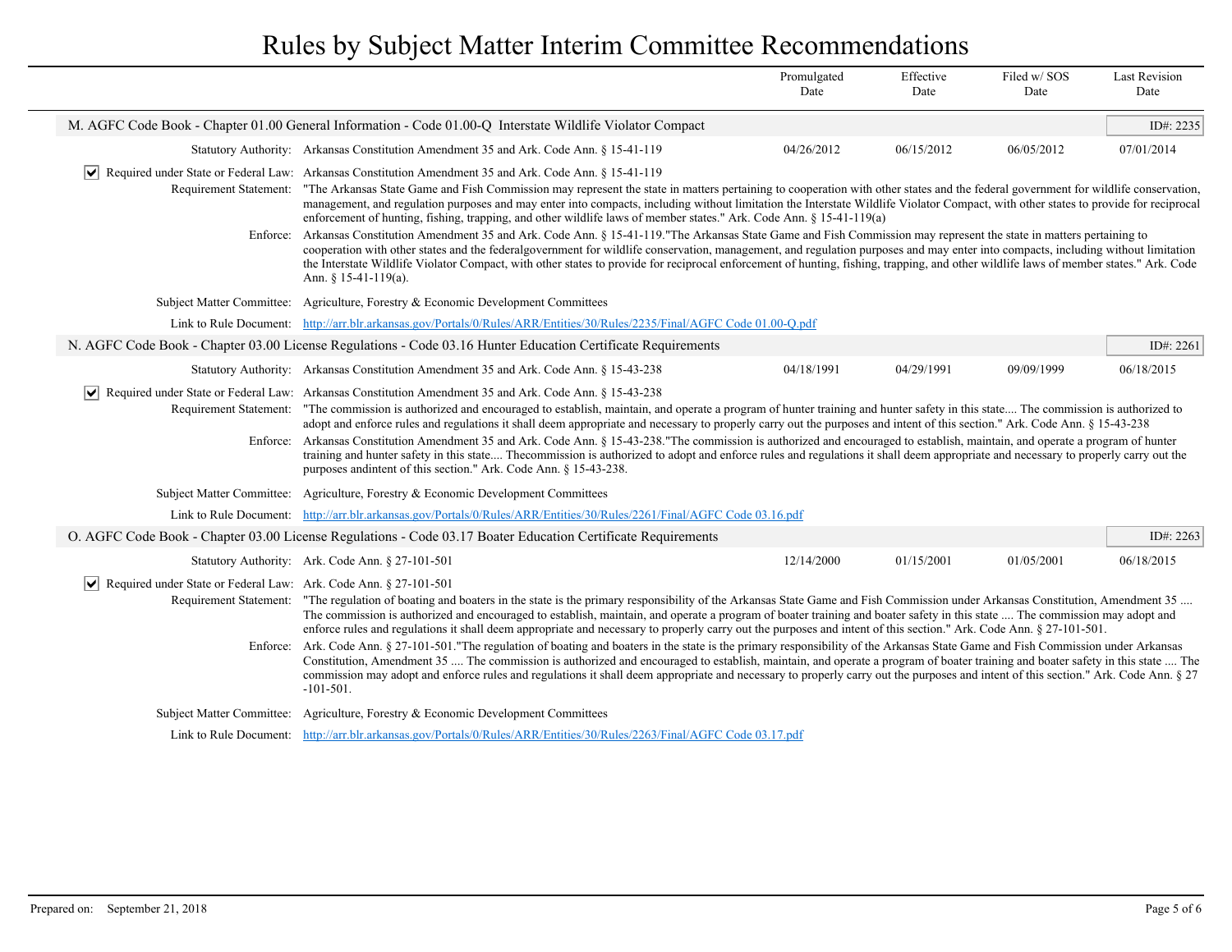# Rules by Subject Matter Interim Committee Recommendations

| | Promulgated Date | Effective Date | Filed w/ SOS Date | Last Revision Date |
|---|---|---|---|---|

## M. AGFC Code Book - Chapter 01.00 General Information - Code 01.00-Q Interstate Wildlife Violator Compact

ID#: 2235

| Statutory Authority: Arkansas Constitution Amendment 35 and Ark. Code Ann. § 15-41-119 | 04/26/2012 | 06/15/2012 | 06/05/2012 | 07/01/2014 |
|---|---|---|---|---|

☑ Required under State or Federal Law: Arkansas Constitution Amendment 35 and Ark. Code Ann. § 15-41-119

Requirement Statement: "The Arkansas State Game and Fish Commission may represent the state in matters pertaining to cooperation with other states and the federal government for wildlife conservation, management, and regulation purposes and may enter into compacts, including without limitation the Interstate Wildlife Violator Compact, with other states to provide for reciprocal enforcement of hunting, fishing, trapping, and other wildlife laws of member states." Ark. Code Ann. § 15-41-119(a)

Enforce: Arkansas Constitution Amendment 35 and Ark. Code Ann. § 15-41-119."The Arkansas State Game and Fish Commission may represent the state in matters pertaining to cooperation with other states and the federalgovernment for wildlife conservation, management, and regulation purposes and may enter into compacts, including without limitation the Interstate Wildlife Violator Compact, with other states to provide for reciprocal enforcement of hunting, fishing, trapping, and other wildlife laws of member states." Ark. Code Ann. § 15-41-119(a).

Subject Matter Committee: Agriculture, Forestry & Economic Development Committees

Link to Rule Document: [http://arr.blr.arkansas.gov/Portals/0/Rules/ARR/Entities/30/Rules/2235/Final/AGFC Code 01.00-Q.pdf](http://arr.blr.arkansas.gov/Portals/0/Rules/ARR/Entities/30/Rules/2235/Final/AGFC Code 01.00-Q.pdf)

## N. AGFC Code Book - Chapter 03.00 License Regulations - Code 03.16 Hunter Education Certificate Requirements

ID#: 2261

| Statutory Authority: Arkansas Constitution Amendment 35 and Ark. Code Ann. § 15-43-238 | 04/18/1991 | 04/29/1991 | 09/09/1999 | 06/18/2015 |
|---|---|---|---|---|

☑ Required under State or Federal Law: Arkansas Constitution Amendment 35 and Ark. Code Ann. § 15-43-238

Requirement Statement: "The commission is authorized and encouraged to establish, maintain, and operate a program of hunter training and hunter safety in this state.... The commission is authorized to adopt and enforce rules and regulations it shall deem appropriate and necessary to properly carry out the purposes and intent of this section." Ark. Code Ann. § 15-43-238

Enforce: Arkansas Constitution Amendment 35 and Ark. Code Ann. § 15-43-238."The commission is authorized and encouraged to establish, maintain, and operate a program of hunter training and hunter safety in this state.... Thecommission is authorized to adopt and enforce rules and regulations it shall deem appropriate and necessary to properly carry out the purposes andintent of this section." Ark. Code Ann. § 15-43-238.

Subject Matter Committee: Agriculture, Forestry & Economic Development Committees

Link to Rule Document: [http://arr.blr.arkansas.gov/Portals/0/Rules/ARR/Entities/30/Rules/2261/Final/AGFC Code 03.16.pdf](http://arr.blr.arkansas.gov/Portals/0/Rules/ARR/Entities/30/Rules/2261/Final/AGFC Code 03.16.pdf)

## O. AGFC Code Book - Chapter 03.00 License Regulations - Code 03.17 Boater Education Certificate Requirements

ID#: 2263

| Statutory Authority: Ark. Code Ann. § 27-101-501 | 12/14/2000 | 01/15/2001 | 01/05/2001 | 06/18/2015 |
|---|---|---|---|---|

☑ Required under State or Federal Law: Ark. Code Ann. § 27-101-501

Requirement Statement: "The regulation of boating and boaters in the state is the primary responsibility of the Arkansas State Game and Fish Commission under Arkansas Constitution, Amendment 35 .... The commission is authorized and encouraged to establish, maintain, and operate a program of boater training and boater safety in this state .... The commission may adopt and enforce rules and regulations it shall deem appropriate and necessary to properly carry out the purposes and intent of this section." Ark. Code Ann. § 27-101-501.

Enforce: Ark. Code Ann. § 27-101-501."The regulation of boating and boaters in the state is the primary responsibility of the Arkansas State Game and Fish Commission under Arkansas Constitution, Amendment 35 .... The commission is authorized and encouraged to establish, maintain, and operate a program of boater training and boater safety in this state .... The commission may adopt and enforce rules and regulations it shall deem appropriate and necessary to properly carry out the purposes and intent of this section." Ark. Code Ann. § 27 -101-501.

Subject Matter Committee: Agriculture, Forestry & Economic Development Committees

Link to Rule Document: [http://arr.blr.arkansas.gov/Portals/0/Rules/ARR/Entities/30/Rules/2263/Final/AGFC Code 03.17.pdf](http://arr.blr.arkansas.gov/Portals/0/Rules/ARR/Entities/30/Rules/2263/Final/AGFC Code 03.17.pdf)

Prepared on: September 21, 2018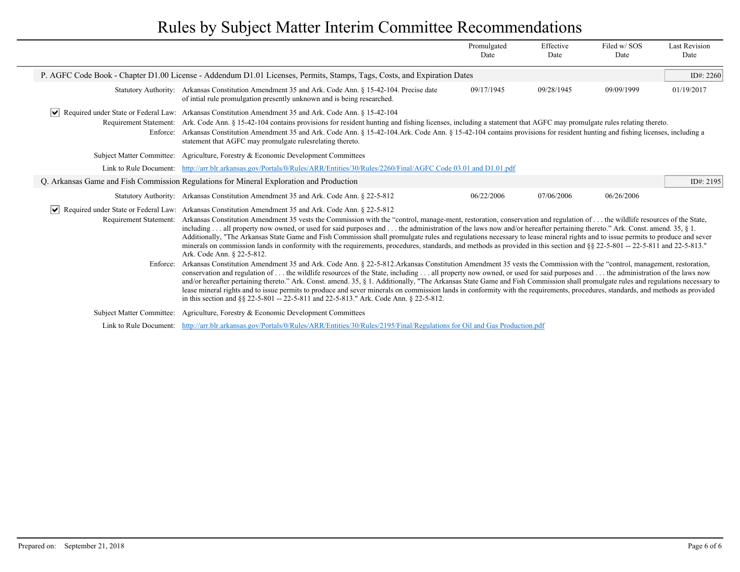# Rules by Subject Matter Interim Committee Recommendations

| | Promulgated Date | Effective Date | Filed w/ SOS Date | Last Revision Date |
|---|---|---|---|---|

## P. AGFC Code Book - Chapter D1.00 License - Addendum D1.01 Licenses, Permits, Stamps, Tags, Costs, and Expiration Dates

ID#: 2260

| | | Promulgated Date | Effective Date | Filed w/ SOS Date | Last Revision Date |
|---|---|---|---|---|---|
| Statutory Authority: | Arkansas Constitution Amendment 35 and Ark. Code Ann. § 15-42-104. Precise date of intial rule promulgation presently unknown and is being researched. | 09/17/1945 | 09/28/1945 | 09/09/1999 | 01/19/2017 |

☑ Required under State or Federal Law: Arkansas Constitution Amendment 35 and Ark. Code Ann. § 15-42-104

Requirement Statement: Ark. Code Ann. § 15-42-104 contains provisions for resident hunting and fishing licenses, including a statement that AGFC may promulgate rules relating thereto.

Enforce: Arkansas Constitution Amendment 35 and Ark. Code Ann. § 15-42-104.Ark. Code Ann. § 15-42-104 contains provisions for resident hunting and fishing licenses, including a statement that AGFC may promulgate rulesrelating thereto.

Subject Matter Committee: Agriculture, Forestry & Economic Development Committees

Link to Rule Document: [http://arr.blr.arkansas.gov/Portals/0/Rules/ARR/Entities/30/Rules/2260/Final/AGFC Code 03.01 and D1.01.pdf](http://arr.blr.arkansas.gov/Portals/0/Rules/ARR/Entities/30/Rules/2260/Final/AGFC Code 03.01 and D1.01.pdf)

## Q. Arkansas Game and Fish Commission Regulations for Mineral Exploration and Production

ID#: 2195

| | | Promulgated Date | Effective Date | Filed w/ SOS Date | Last Revision Date |
|---|---|---|---|---|---|
| Statutory Authority: | Arkansas Constitution Amendment 35 and Ark. Code Ann. § 22-5-812 | 06/22/2006 | 07/06/2006 | 06/26/2006 | |

☑ Required under State or Federal Law: Arkansas Constitution Amendment 35 and Ark. Code Ann. § 22-5-812

Requirement Statement: Arkansas Constitution Amendment 35 vests the Commission with the “control, manage-ment, restoration, conservation and regulation of . . . the wildlife resources of the State, including . . . all property now owned, or used for said purposes and . . . the administration of the laws now and/or hereafter pertaining thereto.” Ark. Const. amend. 35, § 1. Additionally, "The Arkansas State Game and Fish Commission shall promulgate rules and regulations necessary to lease mineral rights and to issue permits to produce and sever minerals on commission lands in conformity with the requirements, procedures, standards, and methods as provided in this section and §§ 22-5-801 -- 22-5-811 and 22-5-813." Ark. Code Ann. § 22-5-812.

Enforce: Arkansas Constitution Amendment 35 and Ark. Code Ann. § 22-5-812.Arkansas Constitution Amendment 35 vests the Commission with the “control, management, restoration, conservation and regulation of . . . the wildlife resources of the State, including . . . all property now owned, or used for said purposes and . . . the administration of the laws now and/or hereafter pertaining thereto.” Ark. Const. amend. 35, § 1. Additionally, "The Arkansas State Game and Fish Commission shall promulgate rules and regulations necessary to lease mineral rights and to issue permits to produce and sever minerals on commission lands in conformity with the requirements, procedures, standards, and methods as provided in this section and §§ 22-5-801 -- 22-5-811 and 22-5-813." Ark. Code Ann. § 22-5-812.

Subject Matter Committee: Agriculture, Forestry & Economic Development Committees

Link to Rule Document: [http://arr.blr.arkansas.gov/Portals/0/Rules/ARR/Entities/30/Rules/2195/Final/Regulations for Oil and Gas Production.pdf](http://arr.blr.arkansas.gov/Portals/0/Rules/ARR/Entities/30/Rules/2195/Final/Regulations for Oil and Gas Production.pdf)

Prepared on: September 21, 2018